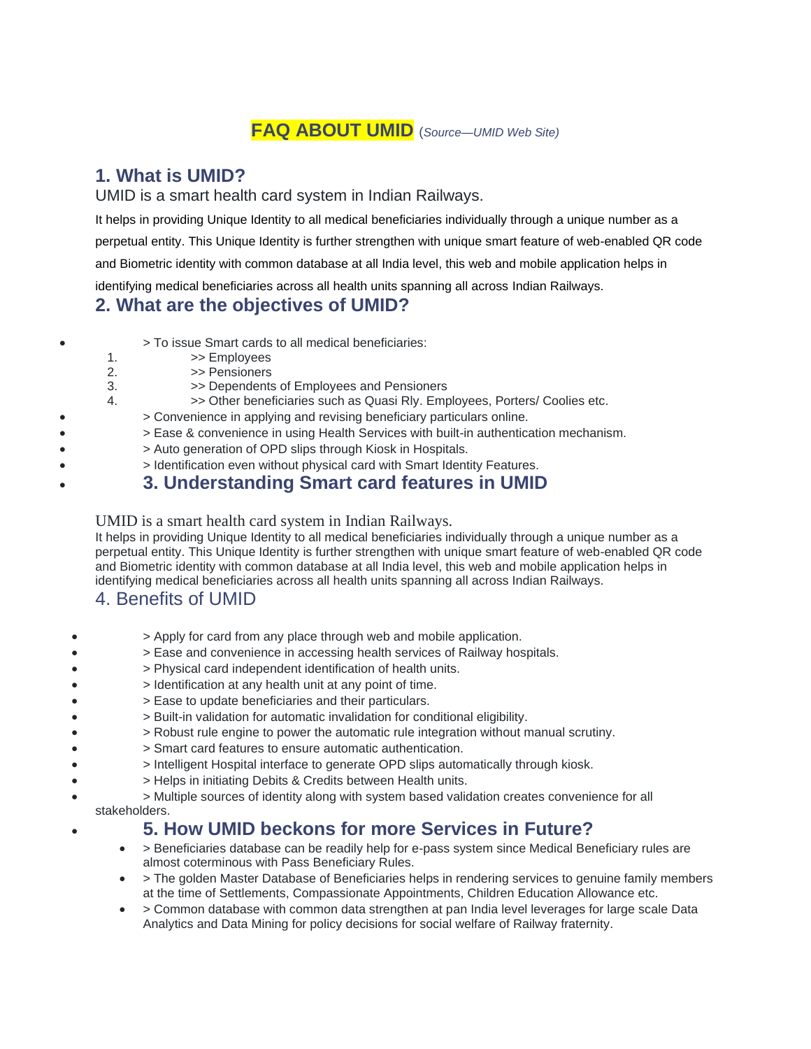# FAQ ABOUT UMID (*Source—UMID Web Site*)

## 1. What is UMID?

UMID is a smart health card system in Indian Railways.

It helps in providing Unique Identity to all medical beneficiaries individually through a unique number as a perpetual entity. This Unique Identity is further strengthen with unique smart feature of web-enabled QR code and Biometric identity with common database at all India level, this web and mobile application helps in identifying medical beneficiaries across all health units spanning all across Indian Railways.

## 2. What are the objectives of UMID?

- > To issue Smart cards to all medical beneficiaries:
  1. >> Employees
  2. >> Pensioners
  3. >> Dependents of Employees and Pensioners
  4. >> Other beneficiaries such as Quasi Rly. Employees, Porters/ Coolies etc.
- > Convenience in applying and revising beneficiary particulars online.
- > Ease & convenience in using Health Services with built-in authentication mechanism.
- > Auto generation of OPD slips through Kiosk in Hospitals.
- > Identification even without physical card with Smart Identity Features.

## 3. Understanding Smart card features in UMID

UMID is a smart health card system in Indian Railways.

It helps in providing Unique Identity to all medical beneficiaries individually through a unique number as a perpetual entity. This Unique Identity is further strengthen with unique smart feature of web-enabled QR code and Biometric identity with common database at all India level, this web and mobile application helps in identifying medical beneficiaries across all health units spanning all across Indian Railways.

## 4. Benefits of UMID

- > Apply for card from any place through web and mobile application.
- > Ease and convenience in accessing health services of Railway hospitals.
- > Physical card independent identification of health units.
- > Identification at any health unit at any point of time.
- > Ease to update beneficiaries and their particulars.
- > Built-in validation for automatic invalidation for conditional eligibility.
- > Robust rule engine to power the automatic rule integration without manual scrutiny.
- > Smart card features to ensure automatic authentication.
- > Intelligent Hospital interface to generate OPD slips automatically through kiosk.
- > Helps in initiating Debits & Credits between Health units.
- > Multiple sources of identity along with system based validation creates convenience for all stakeholders.

## 5. How UMID beckons for more Services in Future?

- > Beneficiaries database can be readily help for e-pass system since Medical Beneficiary rules are almost coterminous with Pass Beneficiary Rules.
- > The golden Master Database of Beneficiaries helps in rendering services to genuine family members at the time of Settlements, Compassionate Appointments, Children Education Allowance etc.
- > Common database with common data strengthen at pan India level leverages for large scale Data Analytics and Data Mining for policy decisions for social welfare of Railway fraternity.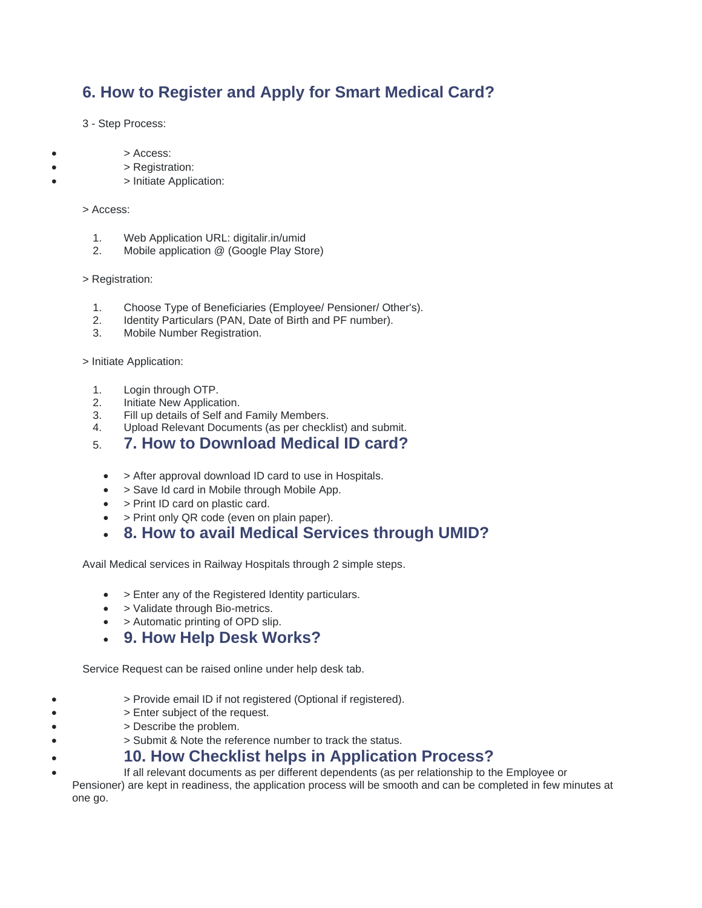## 6. How to Register and Apply for Smart Medical Card?

3 - Step Process:

- > Access:
- > Registration:
- > Initiate Application:

> Access:

1. Web Application URL: digitalir.in/umid
2. Mobile application @ (Google Play Store)

> Registration:

1. Choose Type of Beneficiaries (Employee/ Pensioner/ Other's).
2. Identity Particulars (PAN, Date of Birth and PF number).
3. Mobile Number Registration.

> Initiate Application:

1. Login through OTP.
2. Initiate New Application.
3. Fill up details of Self and Family Members.
4. Upload Relevant Documents (as per checklist) and submit.

## 7. How to Download Medical ID card?

- > After approval download ID card to use in Hospitals.
- > Save Id card in Mobile through Mobile App.
- > Print ID card on plastic card.
- > Print only QR code (even on plain paper).

## 8. How to avail Medical Services through UMID?

Avail Medical services in Railway Hospitals through 2 simple steps.

- > Enter any of the Registered Identity particulars.
- > Validate through Bio-metrics.
- > Automatic printing of OPD slip.

## 9. How Help Desk Works?

Service Request can be raised online under help desk tab.

- > Provide email ID if not registered (Optional if registered).
- > Enter subject of the request.
- > Describe the problem.
- > Submit & Note the reference number to track the status.

## 10. How Checklist helps in Application Process?

If all relevant documents as per different dependents (as per relationship to the Employee or Pensioner) are kept in readiness, the application process will be smooth and can be completed in few minutes at one go.